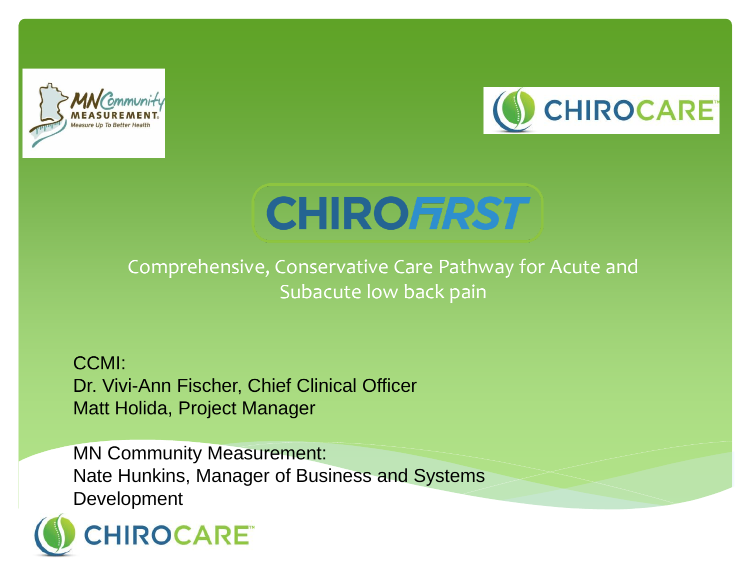# CHIROFIRST

Comprehensive, Conservative Care Pathway for Acute and Subacute low back pain

CCMI:
Dr. Vivi-Ann Fischer, Chief Clinical Officer
Matt Holida, Project Manager

MN Community Measurement:
Nate Hunkins, Manager of Business and Systems Development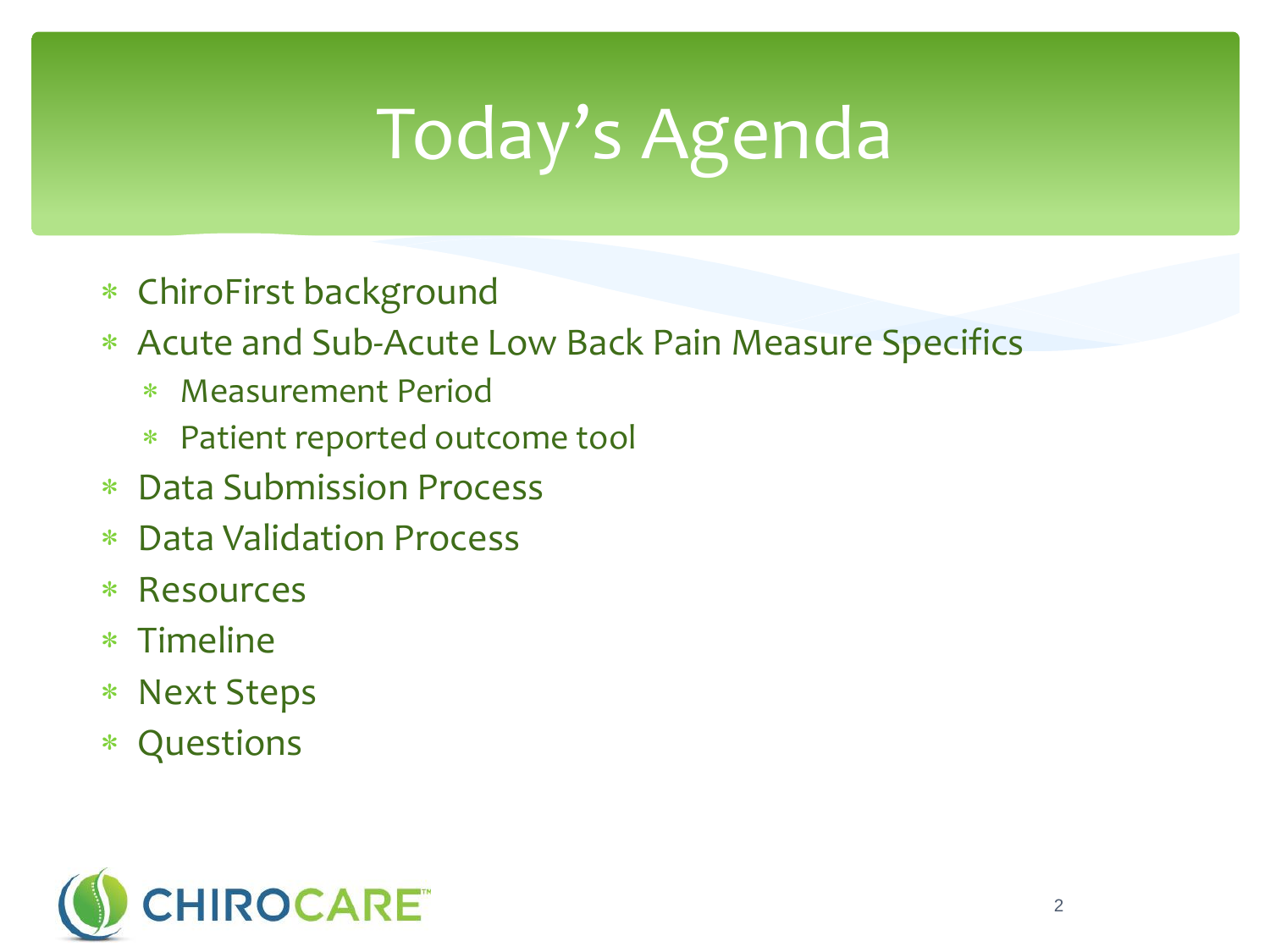# Today's Agenda

- ChiroFirst background
- Acute and Sub-Acute Low Back Pain Measure Specifics
  - Measurement Period
  - Patient reported outcome tool
- Data Submission Process
- Data Validation Process
- Resources
- Timeline
- Next Steps
- Questions

CHIROCARE™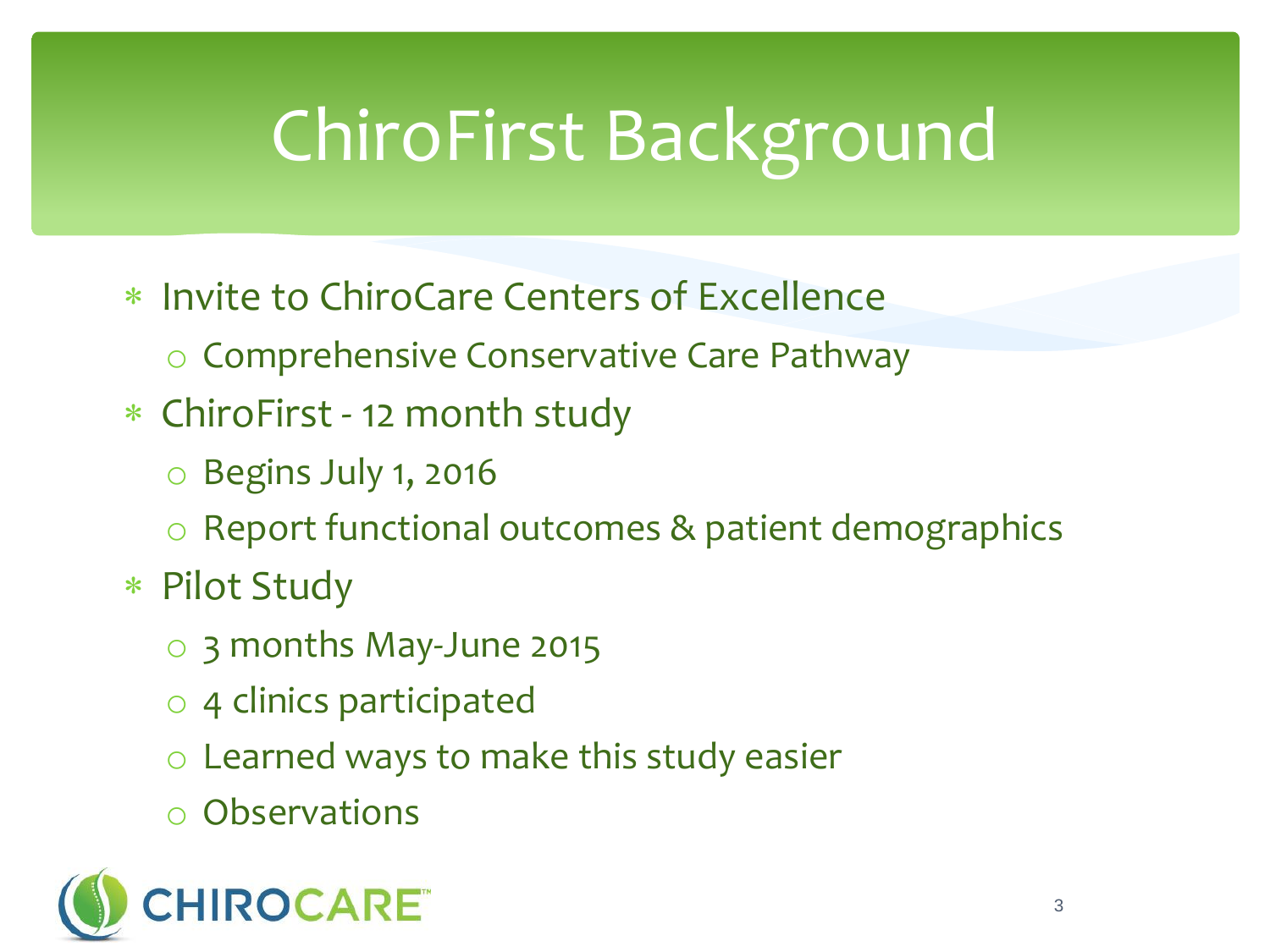# ChiroFirst Background

- Invite to ChiroCare Centers of Excellence
  - Comprehensive Conservative Care Pathway
- ChiroFirst - 12 month study
  - Begins July 1, 2016
  - Report functional outcomes & patient demographics
- Pilot Study
  - 3 months May-June 2015
  - 4 clinics participated
  - Learned ways to make this study easier
  - Observations

CHIROCARE™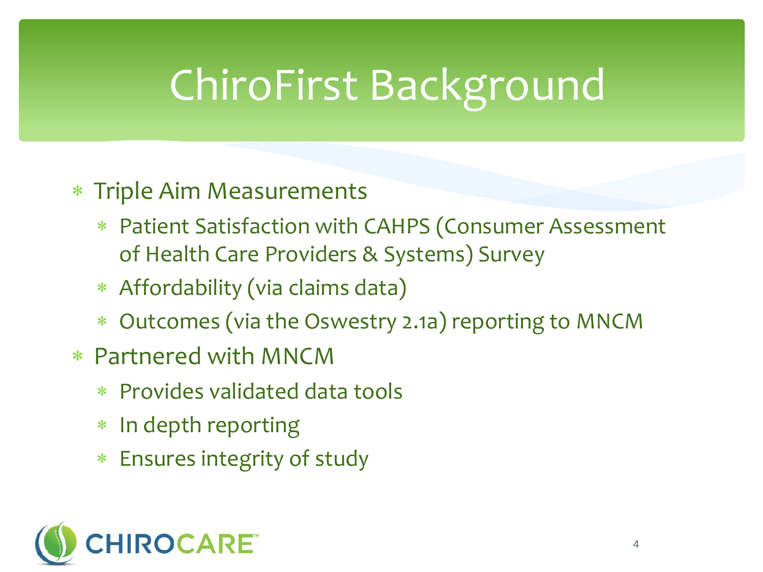# ChiroFirst Background

- Triple Aim Measurements
  - Patient Satisfaction with CAHPS (Consumer Assessment of Health Care Providers & Systems) Survey
  - Affordability (via claims data)
  - Outcomes (via the Oswestry 2.1a) reporting to MNCM
- Partnered with MNCM
  - Provides validated data tools
  - In depth reporting
  - Ensures integrity of study

CHIROCARE™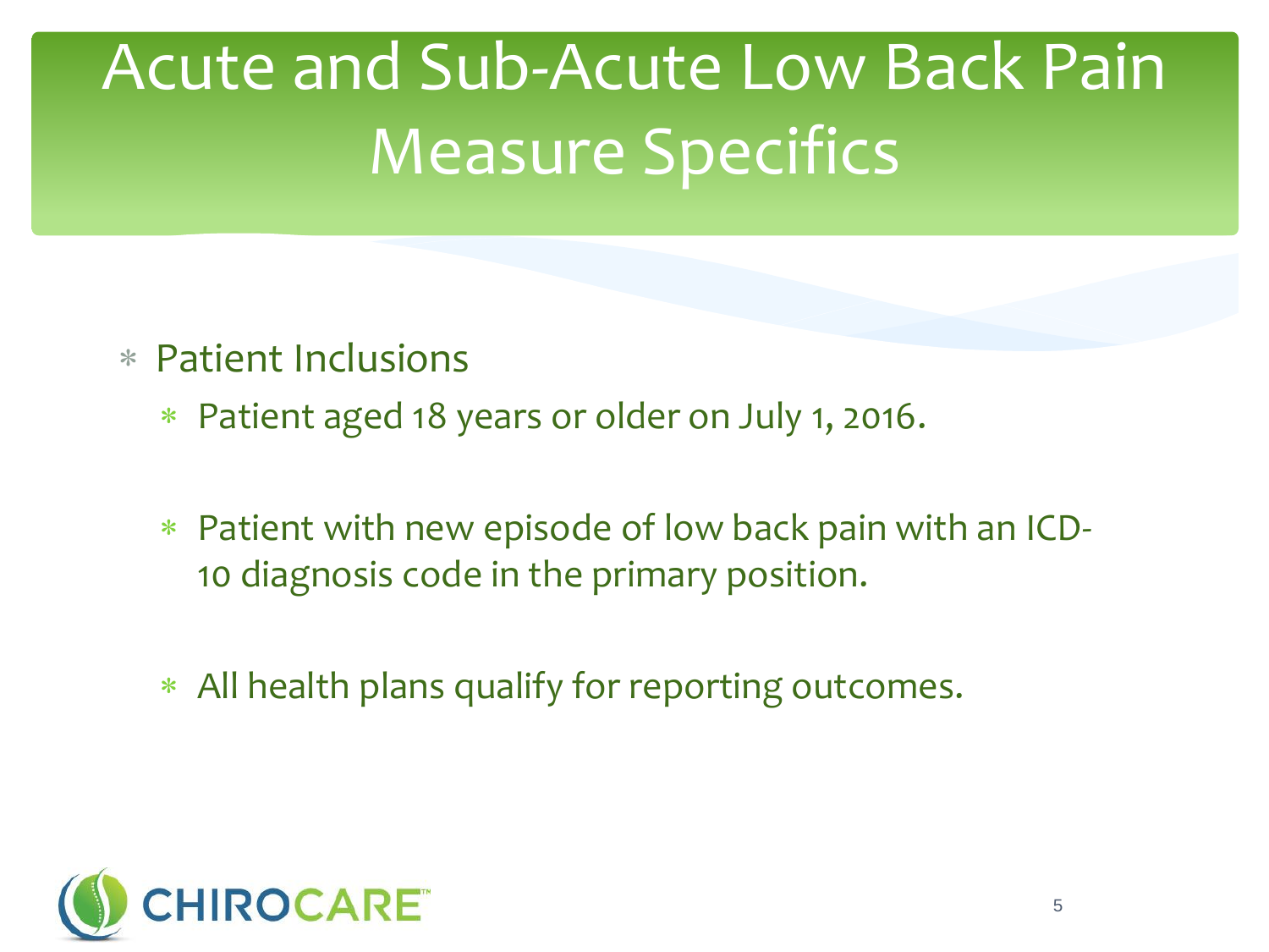# Acute and Sub-Acute Low Back Pain Measure Specifics

- Patient Inclusions
  - Patient aged 18 years or older on July 1, 2016.
  - Patient with new episode of low back pain with an ICD-10 diagnosis code in the primary position.
  - All health plans qualify for reporting outcomes.

CHIROCARE™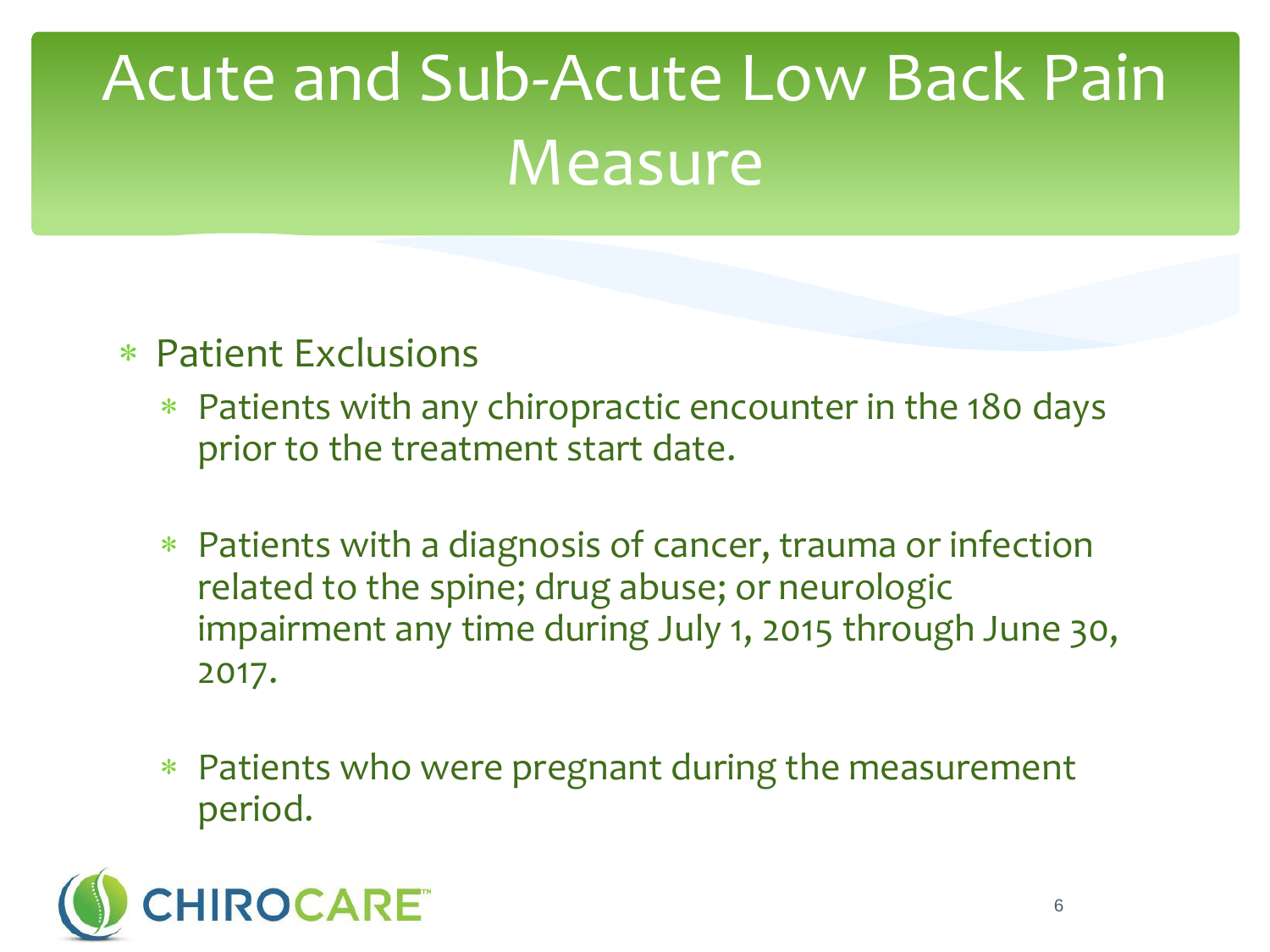# Acute and Sub-Acute Low Back Pain Measure

- Patient Exclusions
  - Patients with any chiropractic encounter in the 180 days prior to the treatment start date.
  - Patients with a diagnosis of cancer, trauma or infection related to the spine; drug abuse; or neurologic impairment any time during July 1, 2015 through June 30, 2017.
  - Patients who were pregnant during the measurement period.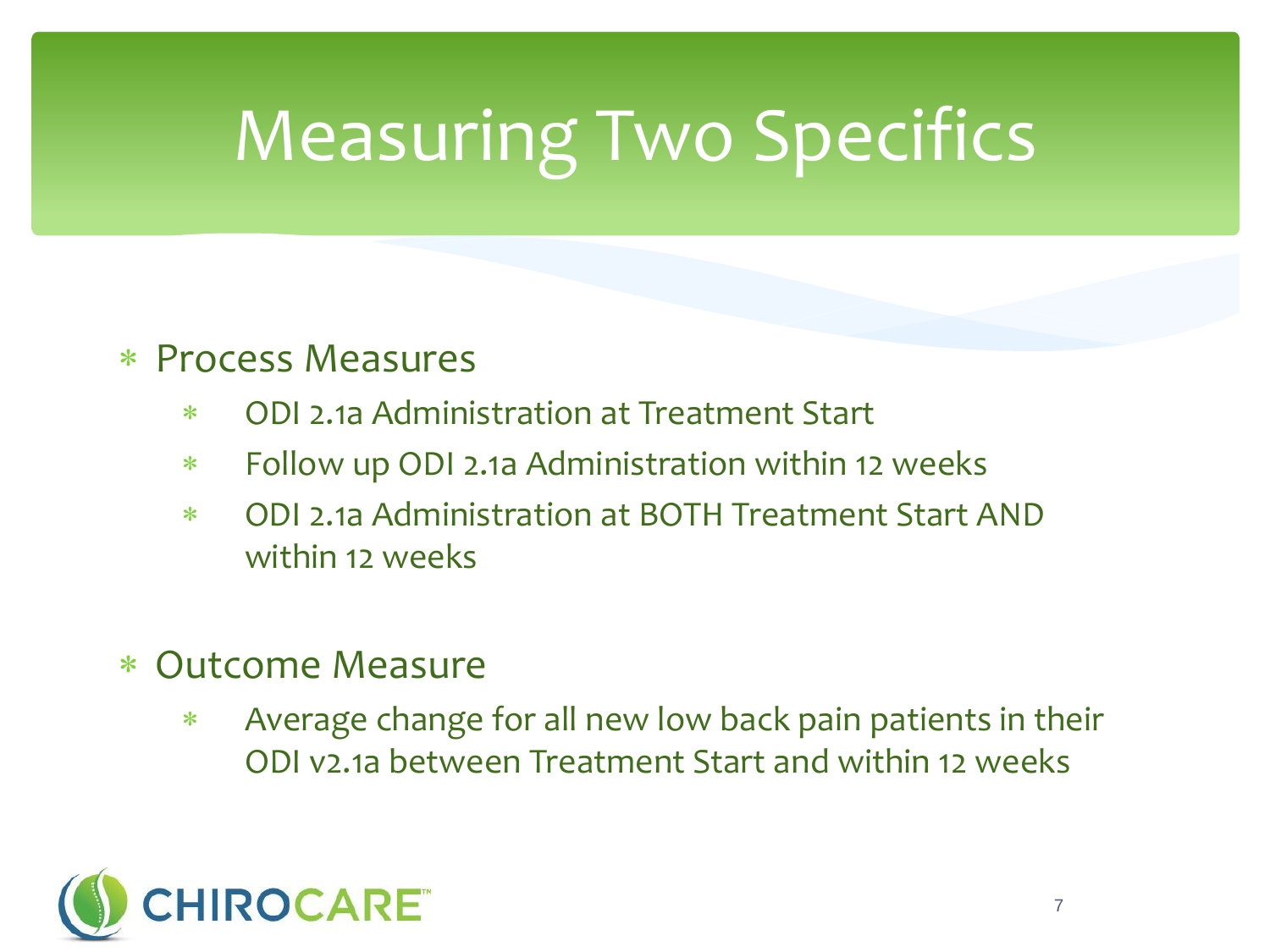# Measuring Two Specifics

- Process Measures
  - ODI 2.1a Administration at Treatment Start
  - Follow up ODI 2.1a Administration within 12 weeks
  - ODI 2.1a Administration at BOTH Treatment Start AND within 12 weeks

- Outcome Measure
  - Average change for all new low back pain patients in their ODI v2.1a between Treatment Start and within 12 weeks

CHIROCARE™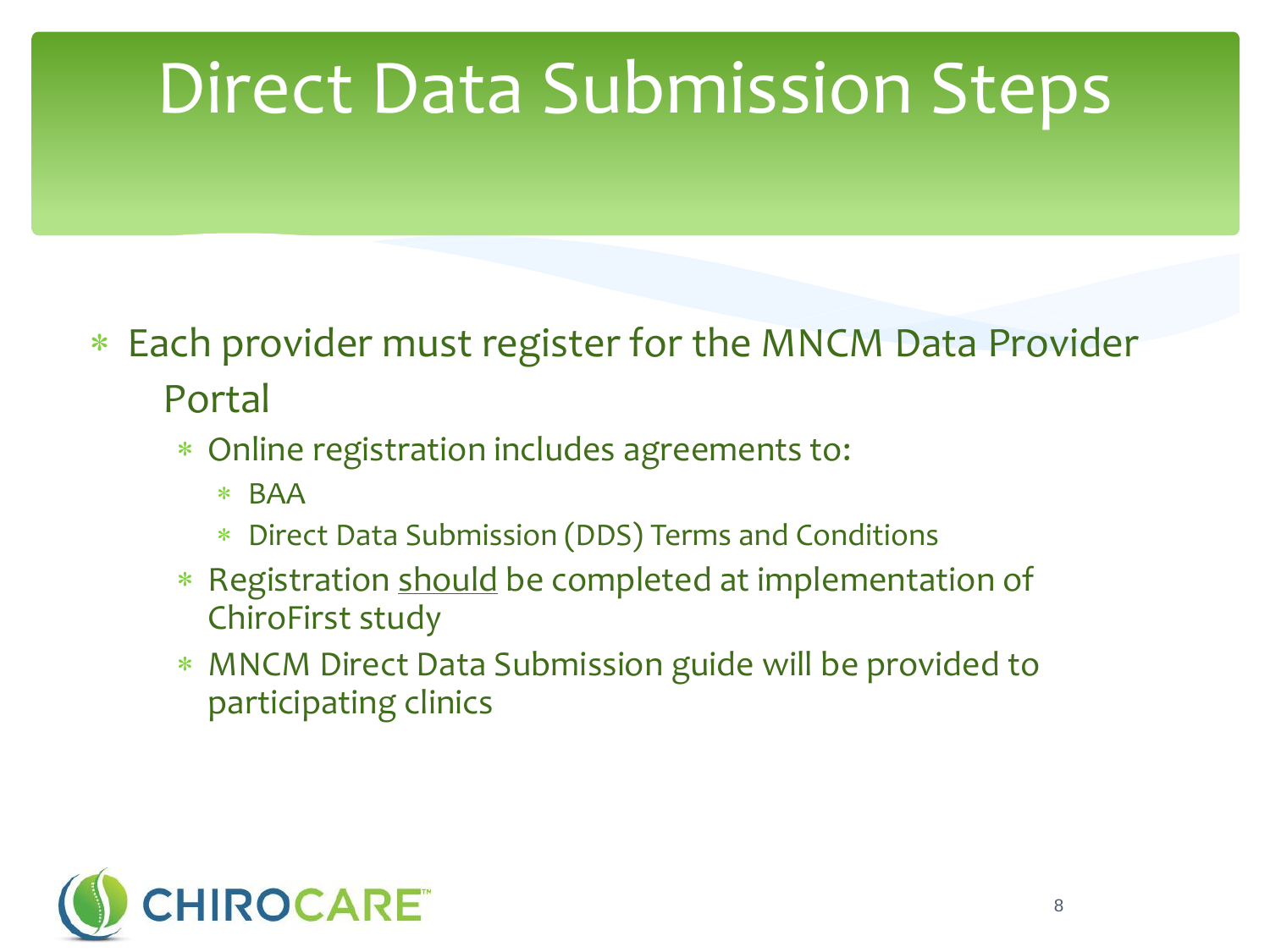# Direct Data Submission Steps

- Each provider must register for the MNCM Data Provider Portal
  - Online registration includes agreements to:
    - BAA
    - Direct Data Submission (DDS) Terms and Conditions
  - Registration <u>should</u> be completed at implementation of ChiroFirst study
  - MNCM Direct Data Submission guide will be provided to participating clinics

CHIROCARE™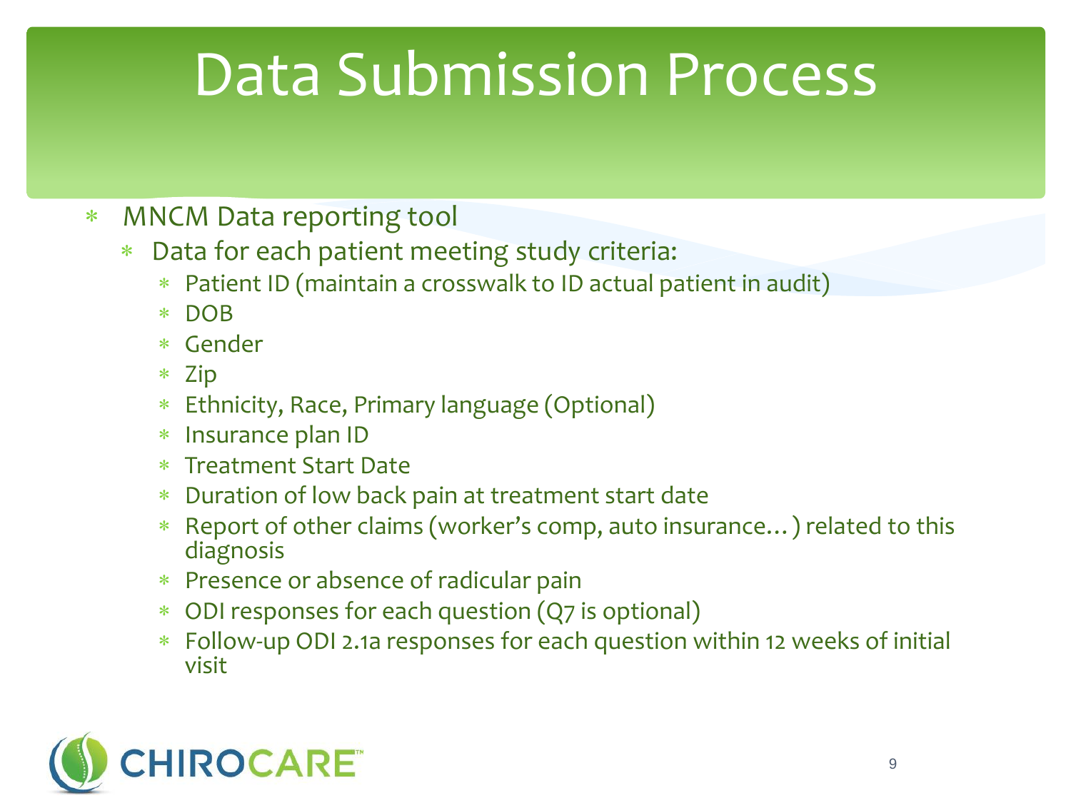# Data Submission Process

- MNCM Data reporting tool
  - Data for each patient meeting study criteria:
    - Patient ID (maintain a crosswalk to ID actual patient in audit)
    - DOB
    - Gender
    - Zip
    - Ethnicity, Race, Primary language (Optional)
    - Insurance plan ID
    - Treatment Start Date
    - Duration of low back pain at treatment start date
    - Report of other claims (worker's comp, auto insurance… ) related to this diagnosis
    - Presence or absence of radicular pain
    - ODI responses for each question (Q7 is optional)
    - Follow-up ODI 2.1a responses for each question within 12 weeks of initial visit

CHIROCARE™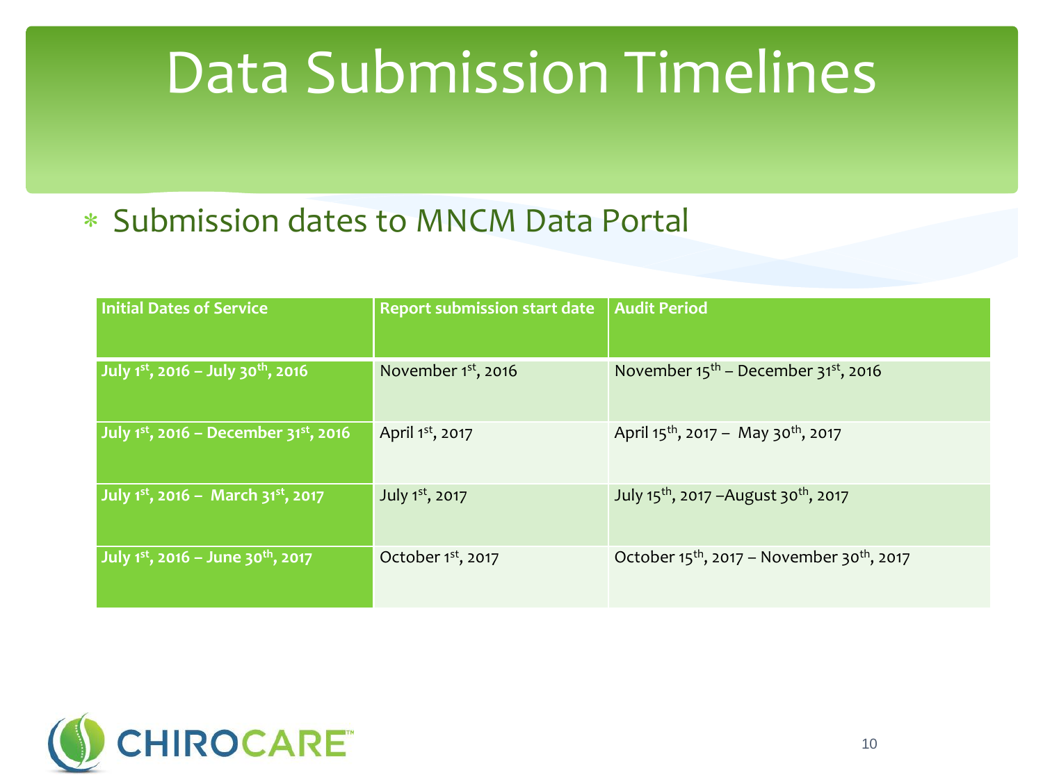# Data Submission Timelines

* Submission dates to MNCM Data Portal

| Initial Dates of Service | Report submission start date | Audit Period |
|---|---|---|
| **July 1st, 2016 – July 30th, 2016** | November 1st, 2016 | November 15th – December 31st, 2016 |
| **July 1st, 2016 – December 31st, 2016** | April 1st, 2017 | April 15th, 2017 – May 30th, 2017 |
| **July 1st, 2016 – March 31st, 2017** | July 1st, 2017 | July 15th, 2017 –August 30th, 2017 |
| **July 1st, 2016 – June 30th, 2017** | October 1st, 2017 | October 15th, 2017 – November 30th, 2017 |

CHIROCARE™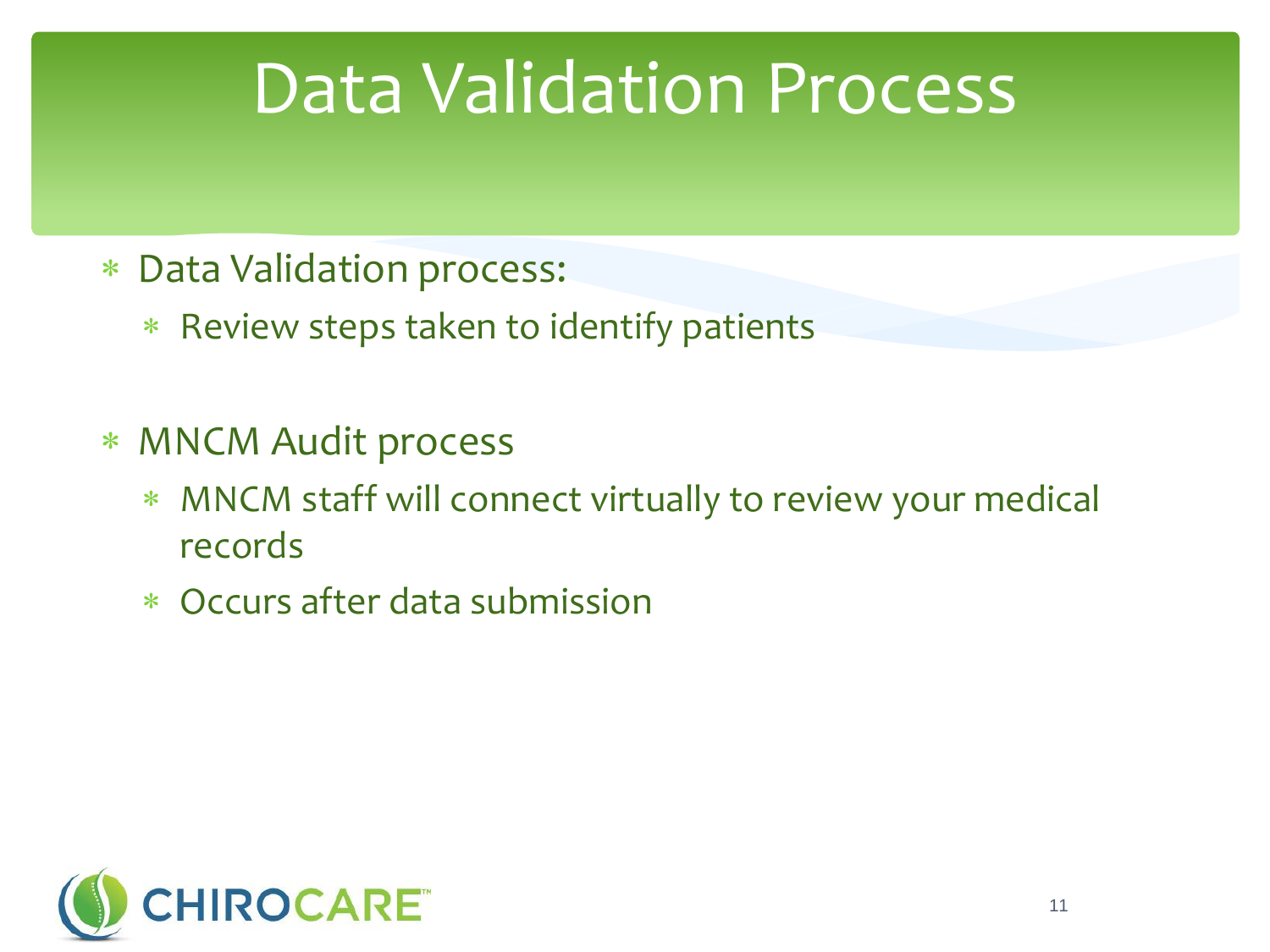# Data Validation Process

- Data Validation process:
  - Review steps taken to identify patients

- MNCM Audit process
  - MNCM staff will connect virtually to review your medical records
  - Occurs after data submission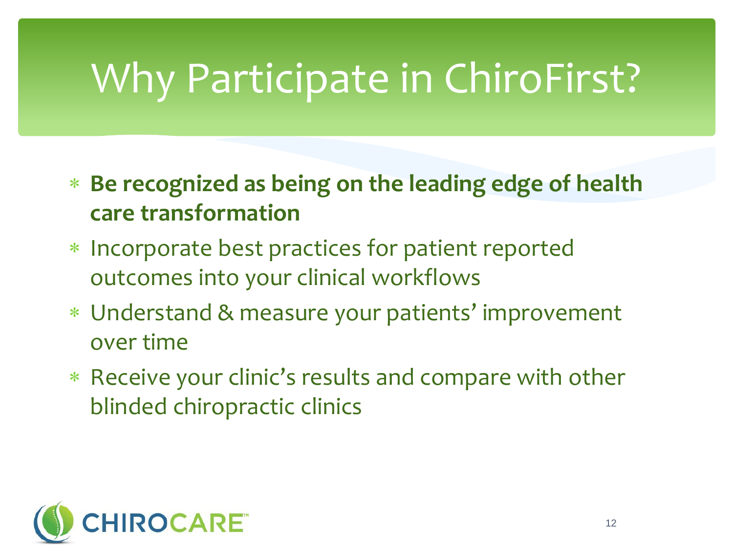# Why Participate in ChiroFirst?

* **Be recognized as being on the leading edge of health care transformation**
* Incorporate best practices for patient reported outcomes into your clinical workflows
* Understand & measure your patients' improvement over time
* Receive your clinic's results and compare with other blinded chiropractic clinics

CHIROCARE™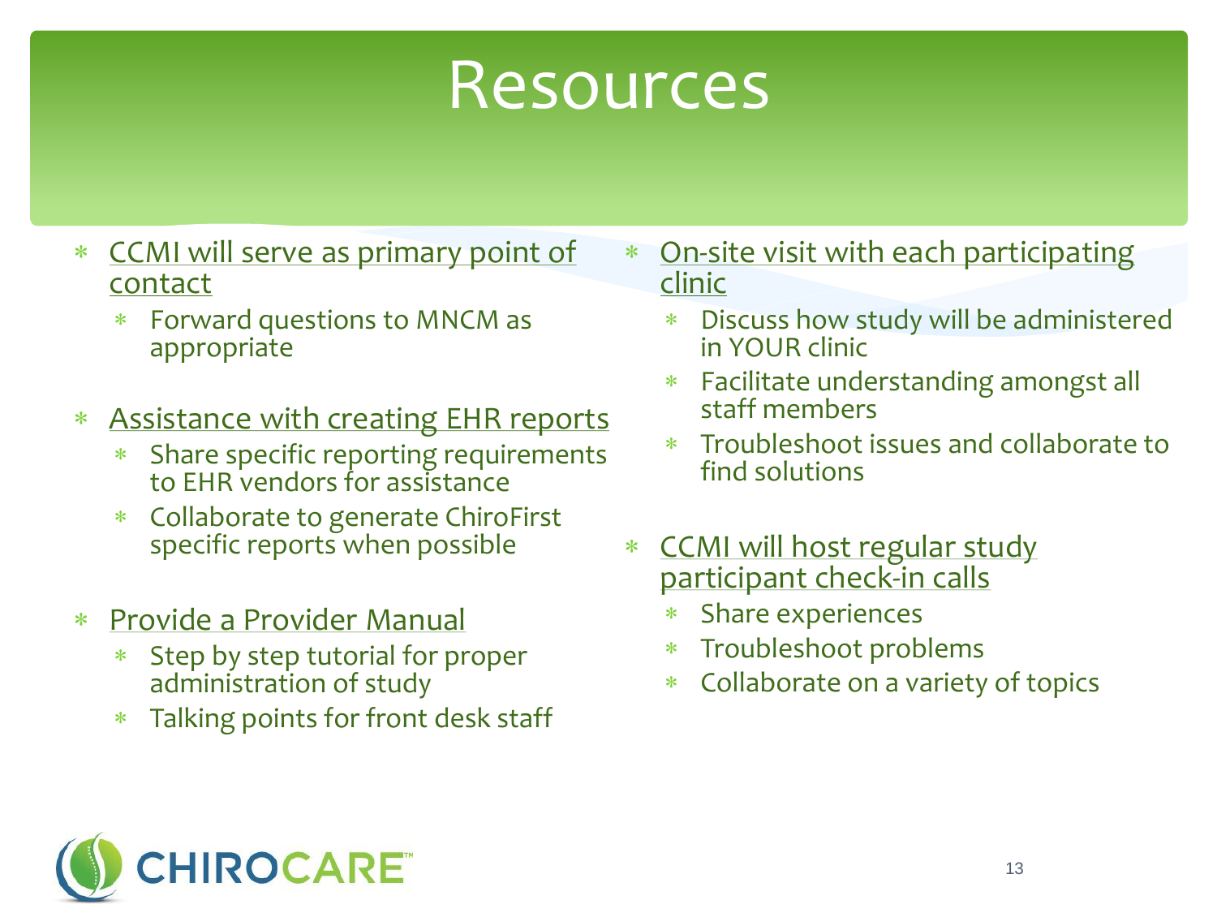# Resources

- CCMI will serve as primary point of contact
  - Forward questions to MNCM as appropriate
- Assistance with creating EHR reports
  - Share specific reporting requirements to EHR vendors for assistance
  - Collaborate to generate ChiroFirst specific reports when possible
- Provide a Provider Manual
  - Step by step tutorial for proper administration of study
  - Talking points for front desk staff
- On-site visit with each participating clinic
  - Discuss how study will be administered in YOUR clinic
  - Facilitate understanding amongst all staff members
  - Troubleshoot issues and collaborate to find solutions
- CCMI will host regular study participant check-in calls
  - Share experiences
  - Troubleshoot problems
  - Collaborate on a variety of topics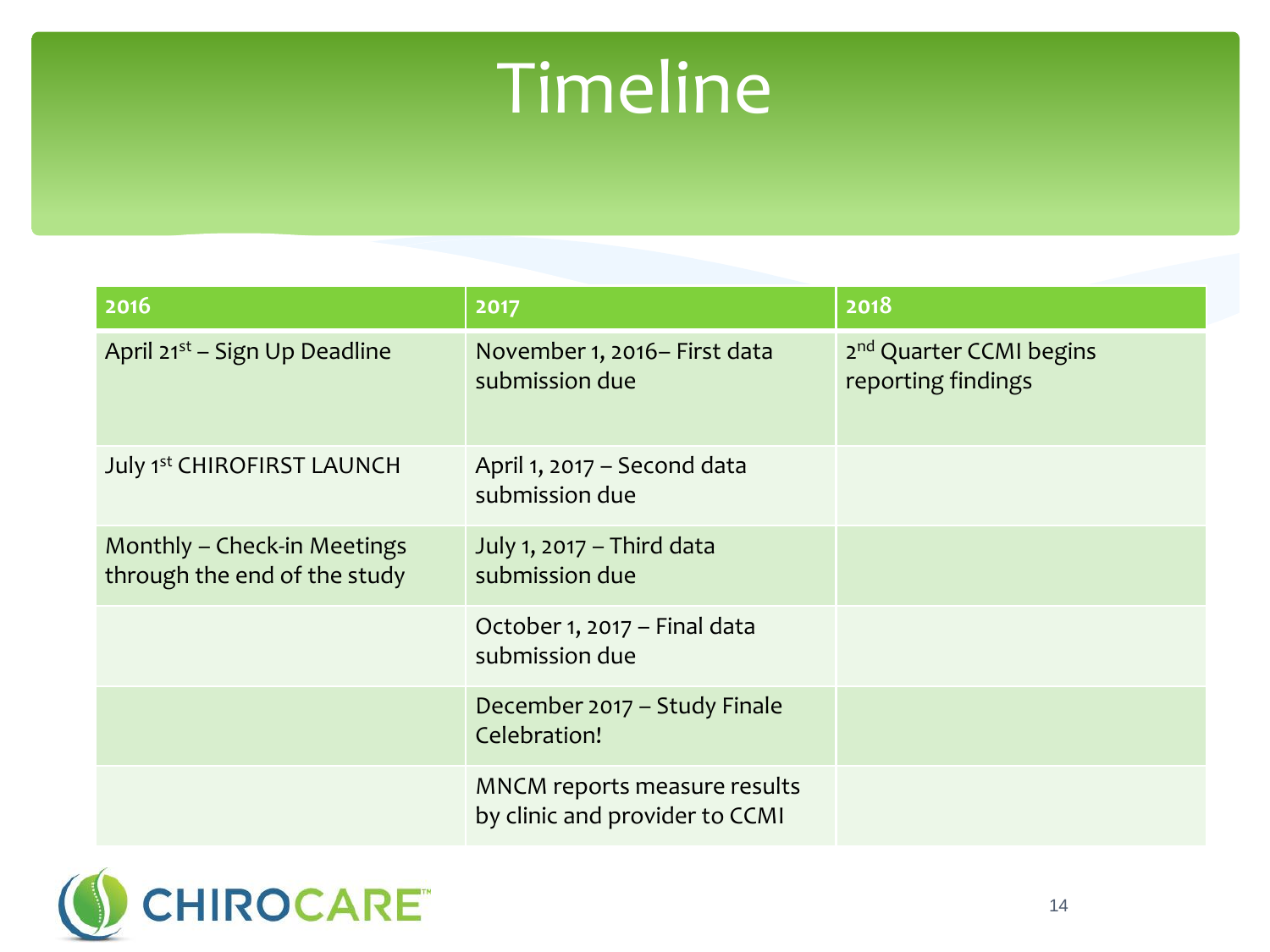# Timeline

| 2016 | 2017 | 2018 |
|---|---|---|
| April 21st – Sign Up Deadline | November 1, 2016– First data submission due | 2nd Quarter CCMI begins reporting findings |
| July 1st CHIROFIRST LAUNCH | April 1, 2017 – Second data submission due | |
| Monthly – Check-in Meetings through the end of the study | July 1, 2017 – Third data submission due | |
| | October 1, 2017 – Final data submission due | |
| | December 2017 – Study Finale Celebration! | |
| | MNCM reports measure results by clinic and provider to CCMI | |

CHIROCARE™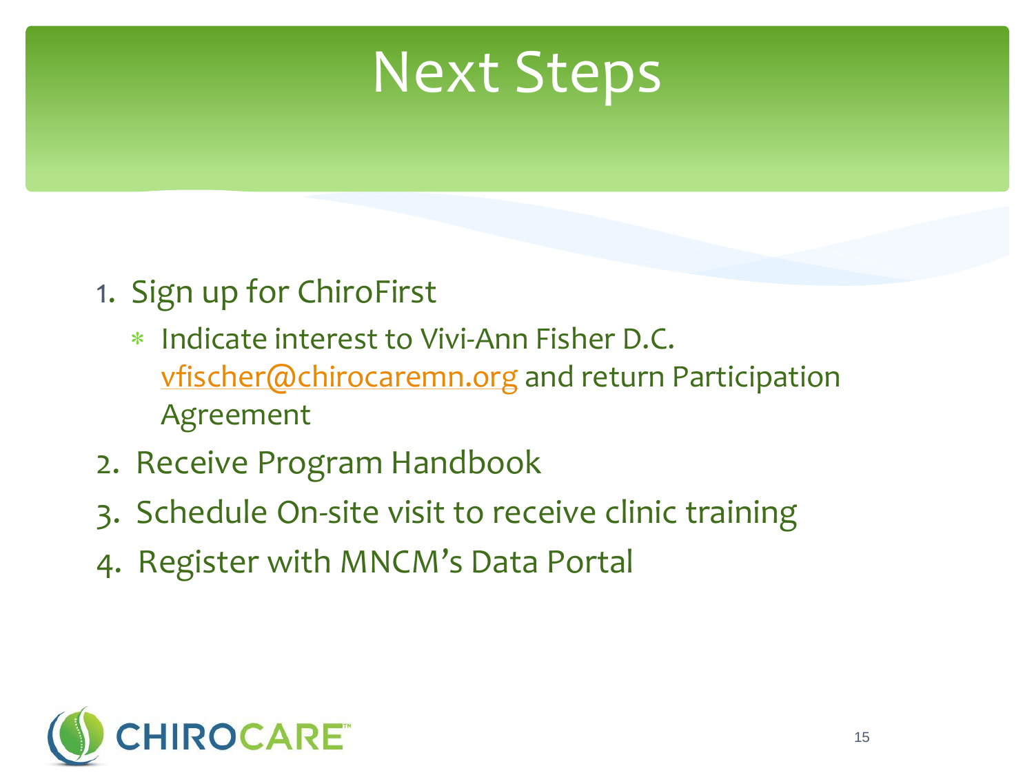# Next Steps

1. Sign up for ChiroFirst
   * Indicate interest to Vivi-Ann Fisher D.C. vfischer@chirocaremn.org and return Participation Agreement
2. Receive Program Handbook
3. Schedule On-site visit to receive clinic training
4. Register with MNCM's Data Portal

CHIROCARE™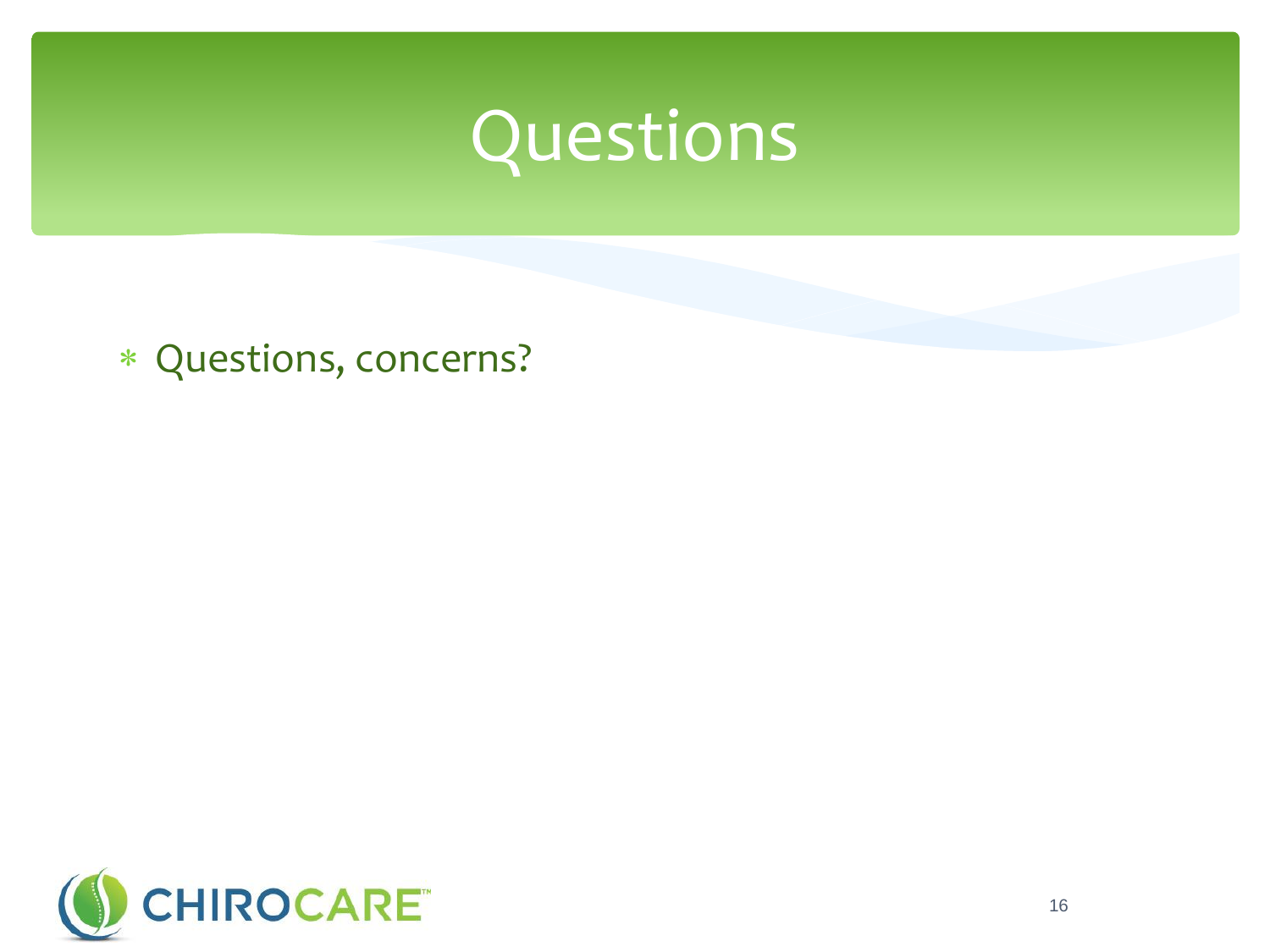# Questions

- Questions, concerns?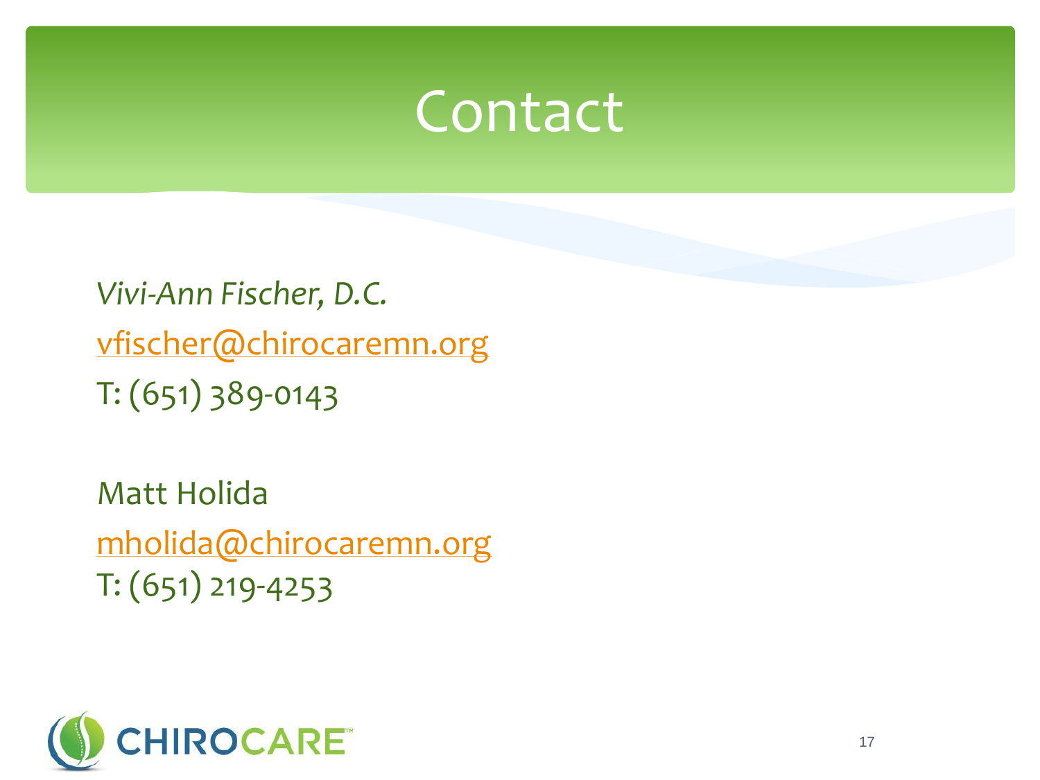# Contact

*Vivi-Ann Fischer, D.C.*

vfischer@chirocaremn.org

T: (651) 389-0143

Matt Holida

mholida@chirocaremn.org

T: (651) 219-4253

CHIROCARE™